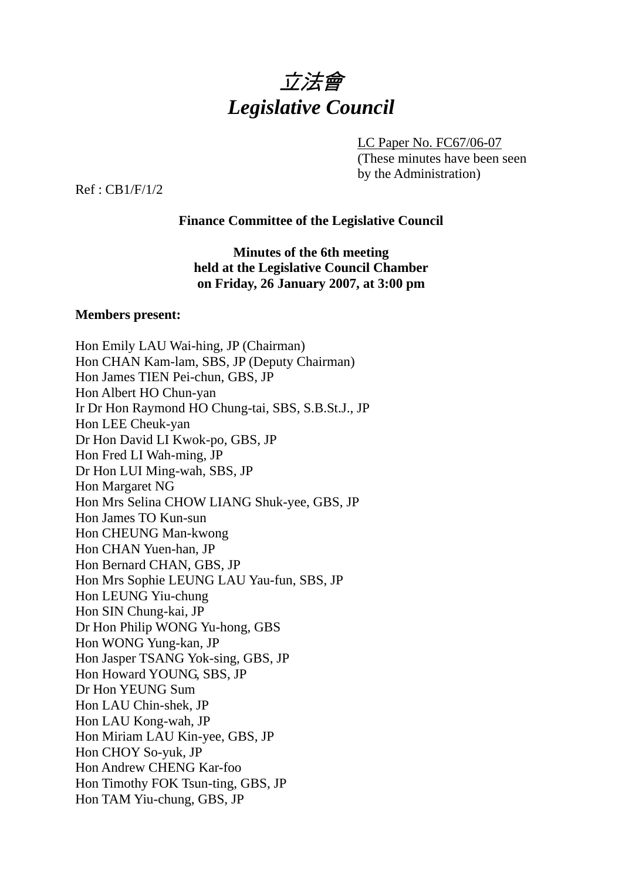# *立法會*
# *Legislative Council*

LC Paper No. FC67/06-07
(These minutes have been seen by the Administration)

Ref : CB1/F/1/2

**Finance Committee of the Legislative Council**

**Minutes of the 6th meeting**
**held at the Legislative Council Chamber**
**on Friday, 26 January 2007, at 3:00 pm**

**Members present:**

Hon Emily LAU Wai-hing, JP (Chairman)
Hon CHAN Kam-lam, SBS, JP (Deputy Chairman)
Hon James TIEN Pei-chun, GBS, JP
Hon Albert HO Chun-yan
Ir Dr Hon Raymond HO Chung-tai, SBS, S.B.St.J., JP
Hon LEE Cheuk-yan
Dr Hon David LI Kwok-po, GBS, JP
Hon Fred LI Wah-ming, JP
Dr Hon LUI Ming-wah, SBS, JP
Hon Margaret NG
Hon Mrs Selina CHOW LIANG Shuk-yee, GBS, JP
Hon James TO Kun-sun
Hon CHEUNG Man-kwong
Hon CHAN Yuen-han, JP
Hon Bernard CHAN, GBS, JP
Hon Mrs Sophie LEUNG LAU Yau-fun, SBS, JP
Hon LEUNG Yiu-chung
Hon SIN Chung-kai, JP
Dr Hon Philip WONG Yu-hong, GBS
Hon WONG Yung-kan, JP
Hon Jasper TSANG Yok-sing, GBS, JP
Hon Howard YOUNG, SBS, JP
Dr Hon YEUNG Sum
Hon LAU Chin-shek, JP
Hon LAU Kong-wah, JP
Hon Miriam LAU Kin-yee, GBS, JP
Hon CHOY So-yuk, JP
Hon Andrew CHENG Kar-foo
Hon Timothy FOK Tsun-ting, GBS, JP
Hon TAM Yiu-chung, GBS, JP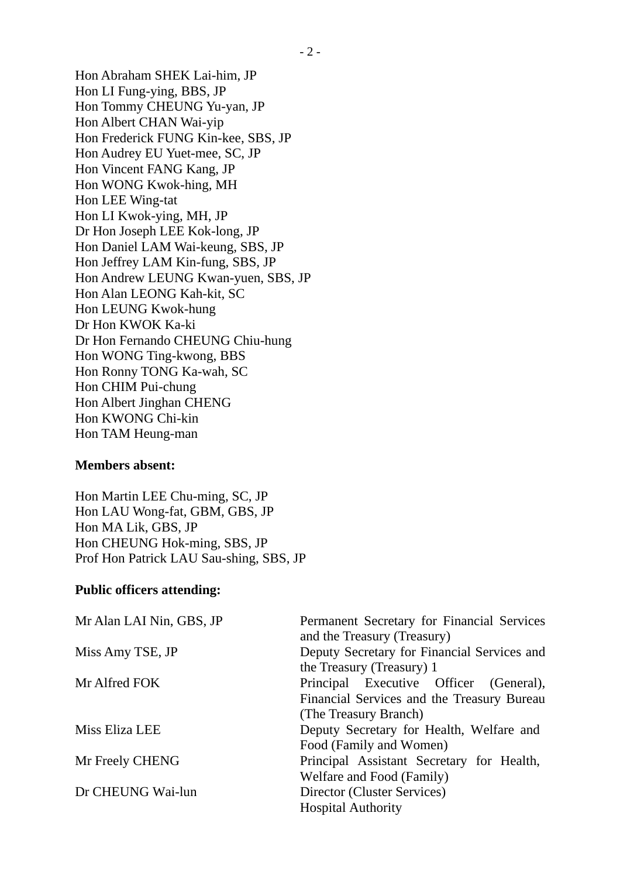Hon Abraham SHEK Lai-him, JP
Hon LI Fung-ying, BBS, JP
Hon Tommy CHEUNG Yu-yan, JP
Hon Albert CHAN Wai-yip
Hon Frederick FUNG Kin-kee, SBS, JP
Hon Audrey EU Yuet-mee, SC, JP
Hon Vincent FANG Kang, JP
Hon WONG Kwok-hing, MH
Hon LEE Wing-tat
Hon LI Kwok-ying, MH, JP
Dr Hon Joseph LEE Kok-long, JP
Hon Daniel LAM Wai-keung, SBS, JP
Hon Jeffrey LAM Kin-fung, SBS, JP
Hon Andrew LEUNG Kwan-yuen, SBS, JP
Hon Alan LEONG Kah-kit, SC
Hon LEUNG Kwok-hung
Dr Hon KWOK Ka-ki
Dr Hon Fernando CHEUNG Chiu-hung
Hon WONG Ting-kwong, BBS
Hon Ronny TONG Ka-wah, SC
Hon CHIM Pui-chung
Hon Albert Jinghan CHENG
Hon KWONG Chi-kin
Hon TAM Heung-man

**Members absent:**

Hon Martin LEE Chu-ming, SC, JP
Hon LAU Wong-fat, GBM, GBS, JP
Hon MA Lik, GBS, JP
Hon CHEUNG Hok-ming, SBS, JP
Prof Hon Patrick LAU Sau-shing, SBS, JP

**Public officers attending:**

| | |
|---|---|
| Mr Alan LAI Nin, GBS, JP | Permanent Secretary for Financial Services and the Treasury (Treasury) |
| Miss Amy TSE, JP | Deputy Secretary for Financial Services and the Treasury (Treasury) 1 |
| Mr Alfred FOK | Principal Executive Officer (General), Financial Services and the Treasury Bureau (The Treasury Branch) |
| Miss Eliza LEE | Deputy Secretary for Health, Welfare and Food (Family and Women) |
| Mr Freely CHENG | Principal Assistant Secretary for Health, Welfare and Food (Family) |
| Dr CHEUNG Wai-lun | Director (Cluster Services) Hospital Authority |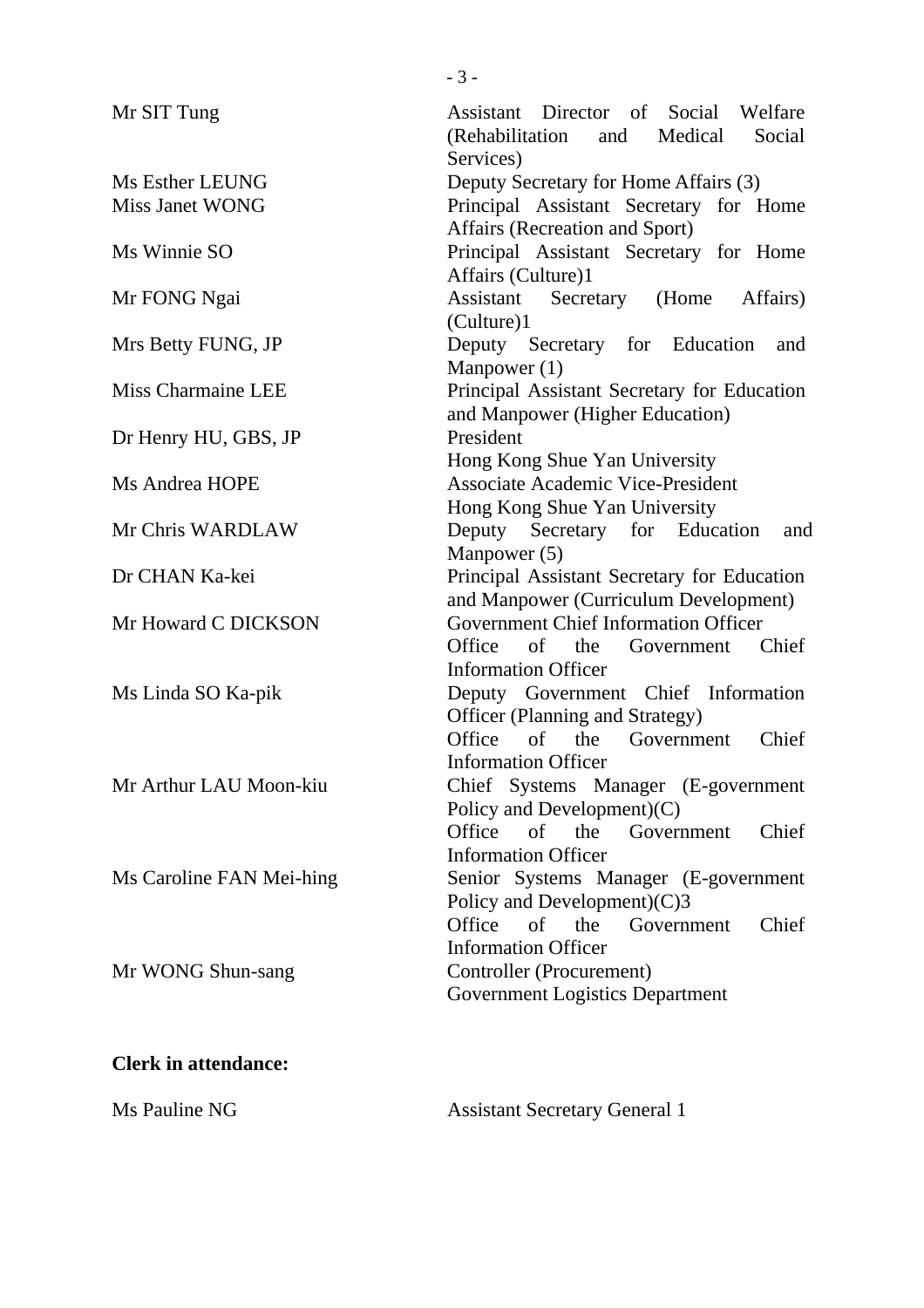| | |
|---|---|
| Mr SIT Tung | Assistant Director of Social Welfare (Rehabilitation and Medical Social Services) |
| Ms Esther LEUNG | Deputy Secretary for Home Affairs (3) |
| Miss Janet WONG | Principal Assistant Secretary for Home Affairs (Recreation and Sport) |
| Ms Winnie SO | Principal Assistant Secretary for Home Affairs (Culture)1 |
| Mr FONG Ngai | Assistant Secretary (Home Affairs) (Culture)1 |
| Mrs Betty FUNG, JP | Deputy Secretary for Education and Manpower (1) |
| Miss Charmaine LEE | Principal Assistant Secretary for Education and Manpower (Higher Education) |
| Dr Henry HU, GBS, JP | President<br>Hong Kong Shue Yan University |
| Ms Andrea HOPE | Associate Academic Vice-President<br>Hong Kong Shue Yan University |
| Mr Chris WARDLAW | Deputy Secretary for Education and Manpower (5) |
| Dr CHAN Ka-kei | Principal Assistant Secretary for Education and Manpower (Curriculum Development) |
| Mr Howard C DICKSON | Government Chief Information Officer<br>Office of the Government Chief Information Officer |
| Ms Linda SO Ka-pik | Deputy Government Chief Information Officer (Planning and Strategy)<br>Office of the Government Chief Information Officer |
| Mr Arthur LAU Moon-kiu | Chief Systems Manager (E-government Policy and Development)(C)<br>Office of the Government Chief Information Officer |
| Ms Caroline FAN Mei-hing | Senior Systems Manager (E-government Policy and Development)(C)3<br>Office of the Government Chief Information Officer |
| Mr WONG Shun-sang | Controller (Procurement)<br>Government Logistics Department |

**Clerk in attendance:**

| | |
|---|---|
| Ms Pauline NG | Assistant Secretary General 1 |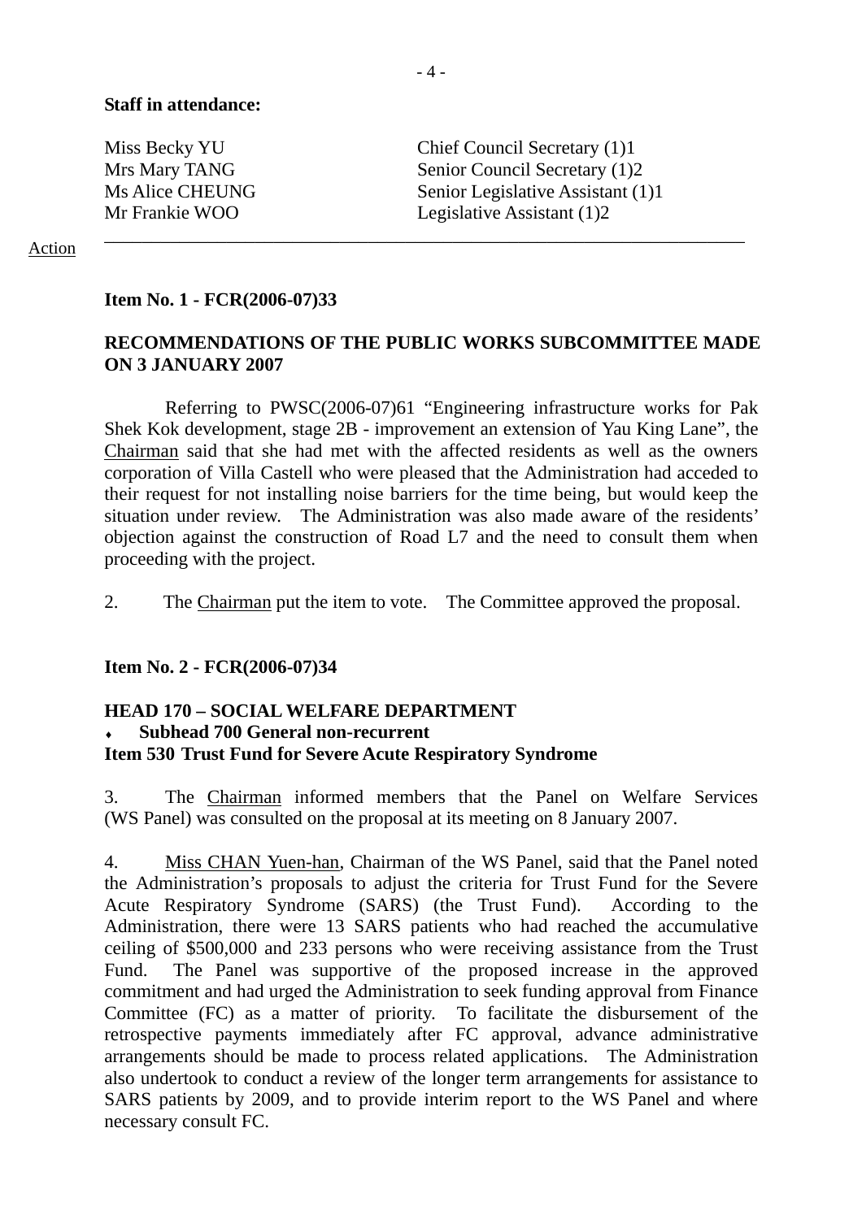**Staff in attendance:**

| | |
|---|---|
| Miss Becky YU | Chief Council Secretary (1)1 |
| Mrs Mary TANG | Senior Council Secretary (1)2 |
| Ms Alice CHEUNG | Senior Legislative Assistant (1)1 |
| Mr Frankie WOO | Legislative Assistant (1)2 |

---

Action

**Item No. 1 - FCR(2006-07)33**

**RECOMMENDATIONS OF THE PUBLIC WORKS SUBCOMMITTEE MADE ON 3 JANUARY 2007**

Referring to PWSC(2006-07)61 "Engineering infrastructure works for Pak Shek Kok development, stage 2B - improvement an extension of Yau King Lane", the Chairman said that she had met with the affected residents as well as the owners corporation of Villa Castell who were pleased that the Administration had acceded to their request for not installing noise barriers for the time being, but would keep the situation under review. The Administration was also made aware of the residents' objection against the construction of Road L7 and the need to consult them when proceeding with the project.

2. The Chairman put the item to vote. The Committee approved the proposal.

**Item No. 2 - FCR(2006-07)34**

**HEAD 170 – SOCIAL WELFARE DEPARTMENT**
- **Subhead 700 General non-recurrent**

**Item 530 Trust Fund for Severe Acute Respiratory Syndrome**

3. The Chairman informed members that the Panel on Welfare Services (WS Panel) was consulted on the proposal at its meeting on 8 January 2007.

4. Miss CHAN Yuen-han, Chairman of the WS Panel, said that the Panel noted the Administration's proposals to adjust the criteria for Trust Fund for the Severe Acute Respiratory Syndrome (SARS) (the Trust Fund). According to the Administration, there were 13 SARS patients who had reached the accumulative ceiling of $500,000 and 233 persons who were receiving assistance from the Trust Fund. The Panel was supportive of the proposed increase in the approved commitment and had urged the Administration to seek funding approval from Finance Committee (FC) as a matter of priority. To facilitate the disbursement of the retrospective payments immediately after FC approval, advance administrative arrangements should be made to process related applications. The Administration also undertook to conduct a review of the longer term arrangements for assistance to SARS patients by 2009, and to provide interim report to the WS Panel and where necessary consult FC.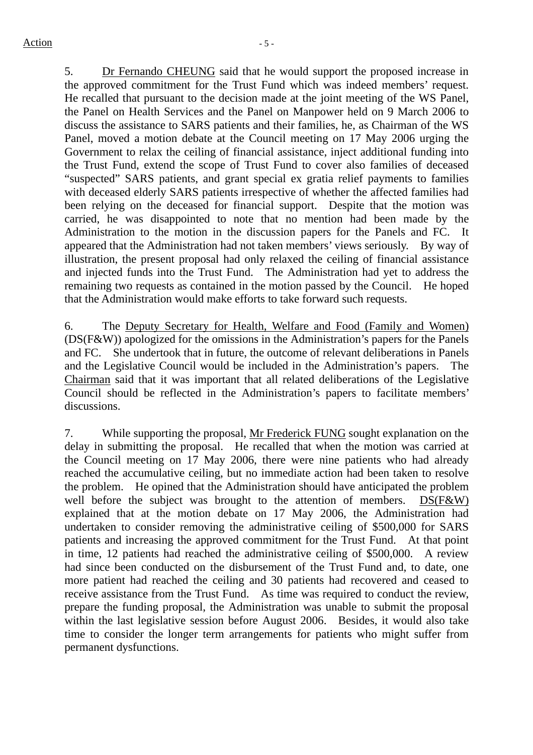5. Dr Fernando CHEUNG said that he would support the proposed increase in the approved commitment for the Trust Fund which was indeed members' request. He recalled that pursuant to the decision made at the joint meeting of the WS Panel, the Panel on Health Services and the Panel on Manpower held on 9 March 2006 to discuss the assistance to SARS patients and their families, he, as Chairman of the WS Panel, moved a motion debate at the Council meeting on 17 May 2006 urging the Government to relax the ceiling of financial assistance, inject additional funding into the Trust Fund, extend the scope of Trust Fund to cover also families of deceased "suspected" SARS patients, and grant special ex gratia relief payments to families with deceased elderly SARS patients irrespective of whether the affected families had been relying on the deceased for financial support. Despite that the motion was carried, he was disappointed to note that no mention had been made by the Administration to the motion in the discussion papers for the Panels and FC. It appeared that the Administration had not taken members' views seriously. By way of illustration, the present proposal had only relaxed the ceiling of financial assistance and injected funds into the Trust Fund. The Administration had yet to address the remaining two requests as contained in the motion passed by the Council. He hoped that the Administration would make efforts to take forward such requests.

6. The Deputy Secretary for Health, Welfare and Food (Family and Women) (DS(F&W)) apologized for the omissions in the Administration's papers for the Panels and FC. She undertook that in future, the outcome of relevant deliberations in Panels and the Legislative Council would be included in the Administration's papers. The Chairman said that it was important that all related deliberations of the Legislative Council should be reflected in the Administration's papers to facilitate members' discussions.

7. While supporting the proposal, Mr Frederick FUNG sought explanation on the delay in submitting the proposal. He recalled that when the motion was carried at the Council meeting on 17 May 2006, there were nine patients who had already reached the accumulative ceiling, but no immediate action had been taken to resolve the problem. He opined that the Administration should have anticipated the problem well before the subject was brought to the attention of members. DS(F&W) explained that at the motion debate on 17 May 2006, the Administration had undertaken to consider removing the administrative ceiling of $500,000 for SARS patients and increasing the approved commitment for the Trust Fund. At that point in time, 12 patients had reached the administrative ceiling of $500,000. A review had since been conducted on the disbursement of the Trust Fund and, to date, one more patient had reached the ceiling and 30 patients had recovered and ceased to receive assistance from the Trust Fund. As time was required to conduct the review, prepare the funding proposal, the Administration was unable to submit the proposal within the last legislative session before August 2006. Besides, it would also take time to consider the longer term arrangements for patients who might suffer from permanent dysfunctions.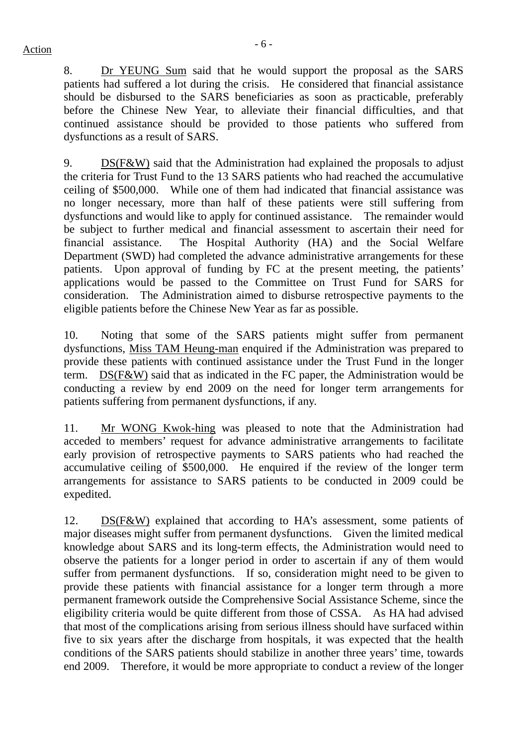Action

8. Dr YEUNG Sum said that he would support the proposal as the SARS patients had suffered a lot during the crisis. He considered that financial assistance should be disbursed to the SARS beneficiaries as soon as practicable, preferably before the Chinese New Year, to alleviate their financial difficulties, and that continued assistance should be provided to those patients who suffered from dysfunctions as a result of SARS.

9. DS(F&W) said that the Administration had explained the proposals to adjust the criteria for Trust Fund to the 13 SARS patients who had reached the accumulative ceiling of $500,000. While one of them had indicated that financial assistance was no longer necessary, more than half of these patients were still suffering from dysfunctions and would like to apply for continued assistance. The remainder would be subject to further medical and financial assessment to ascertain their need for financial assistance. The Hospital Authority (HA) and the Social Welfare Department (SWD) had completed the advance administrative arrangements for these patients. Upon approval of funding by FC at the present meeting, the patients' applications would be passed to the Committee on Trust Fund for SARS for consideration. The Administration aimed to disburse retrospective payments to the eligible patients before the Chinese New Year as far as possible.

10. Noting that some of the SARS patients might suffer from permanent dysfunctions, Miss TAM Heung-man enquired if the Administration was prepared to provide these patients with continued assistance under the Trust Fund in the longer term. DS(F&W) said that as indicated in the FC paper, the Administration would be conducting a review by end 2009 on the need for longer term arrangements for patients suffering from permanent dysfunctions, if any.

11. Mr WONG Kwok-hing was pleased to note that the Administration had acceded to members' request for advance administrative arrangements to facilitate early provision of retrospective payments to SARS patients who had reached the accumulative ceiling of $500,000. He enquired if the review of the longer term arrangements for assistance to SARS patients to be conducted in 2009 could be expedited.

12. DS(F&W) explained that according to HA's assessment, some patients of major diseases might suffer from permanent dysfunctions. Given the limited medical knowledge about SARS and its long-term effects, the Administration would need to observe the patients for a longer period in order to ascertain if any of them would suffer from permanent dysfunctions. If so, consideration might need to be given to provide these patients with financial assistance for a longer term through a more permanent framework outside the Comprehensive Social Assistance Scheme, since the eligibility criteria would be quite different from those of CSSA. As HA had advised that most of the complications arising from serious illness should have surfaced within five to six years after the discharge from hospitals, it was expected that the health conditions of the SARS patients should stabilize in another three years' time, towards end 2009. Therefore, it would be more appropriate to conduct a review of the longer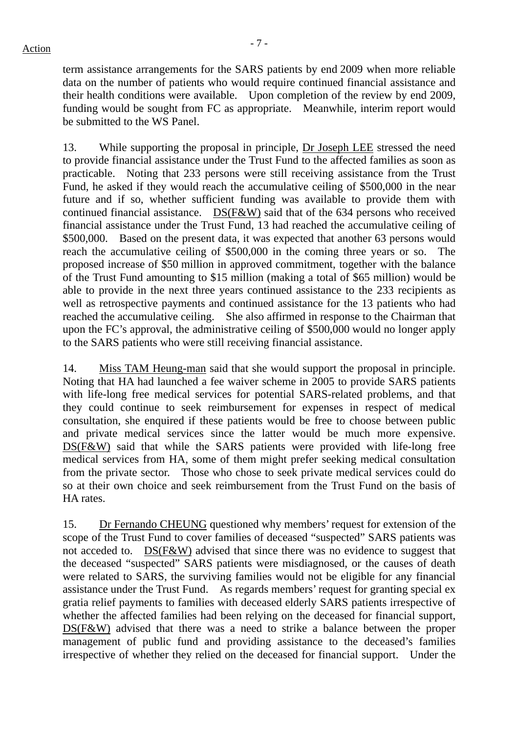term assistance arrangements for the SARS patients by end 2009 when more reliable data on the number of patients who would require continued financial assistance and their health conditions were available. Upon completion of the review by end 2009, funding would be sought from FC as appropriate. Meanwhile, interim report would be submitted to the WS Panel.

13. While supporting the proposal in principle, Dr Joseph LEE stressed the need to provide financial assistance under the Trust Fund to the affected families as soon as practicable. Noting that 233 persons were still receiving assistance from the Trust Fund, he asked if they would reach the accumulative ceiling of $500,000 in the near future and if so, whether sufficient funding was available to provide them with continued financial assistance. DS(F&W) said that of the 634 persons who received financial assistance under the Trust Fund, 13 had reached the accumulative ceiling of $500,000. Based on the present data, it was expected that another 63 persons would reach the accumulative ceiling of $500,000 in the coming three years or so. The proposed increase of $50 million in approved commitment, together with the balance of the Trust Fund amounting to $15 million (making a total of $65 million) would be able to provide in the next three years continued assistance to the 233 recipients as well as retrospective payments and continued assistance for the 13 patients who had reached the accumulative ceiling. She also affirmed in response to the Chairman that upon the FC's approval, the administrative ceiling of $500,000 would no longer apply to the SARS patients who were still receiving financial assistance.

14. Miss TAM Heung-man said that she would support the proposal in principle. Noting that HA had launched a fee waiver scheme in 2005 to provide SARS patients with life-long free medical services for potential SARS-related problems, and that they could continue to seek reimbursement for expenses in respect of medical consultation, she enquired if these patients would be free to choose between public and private medical services since the latter would be much more expensive. DS(F&W) said that while the SARS patients were provided with life-long free medical services from HA, some of them might prefer seeking medical consultation from the private sector. Those who chose to seek private medical services could do so at their own choice and seek reimbursement from the Trust Fund on the basis of HA rates.

15. Dr Fernando CHEUNG questioned why members' request for extension of the scope of the Trust Fund to cover families of deceased "suspected" SARS patients was not acceded to. DS(F&W) advised that since there was no evidence to suggest that the deceased "suspected" SARS patients were misdiagnosed, or the causes of death were related to SARS, the surviving families would not be eligible for any financial assistance under the Trust Fund. As regards members' request for granting special ex gratia relief payments to families with deceased elderly SARS patients irrespective of whether the affected families had been relying on the deceased for financial support, DS(F&W) advised that there was a need to strike a balance between the proper management of public fund and providing assistance to the deceased's families irrespective of whether they relied on the deceased for financial support. Under the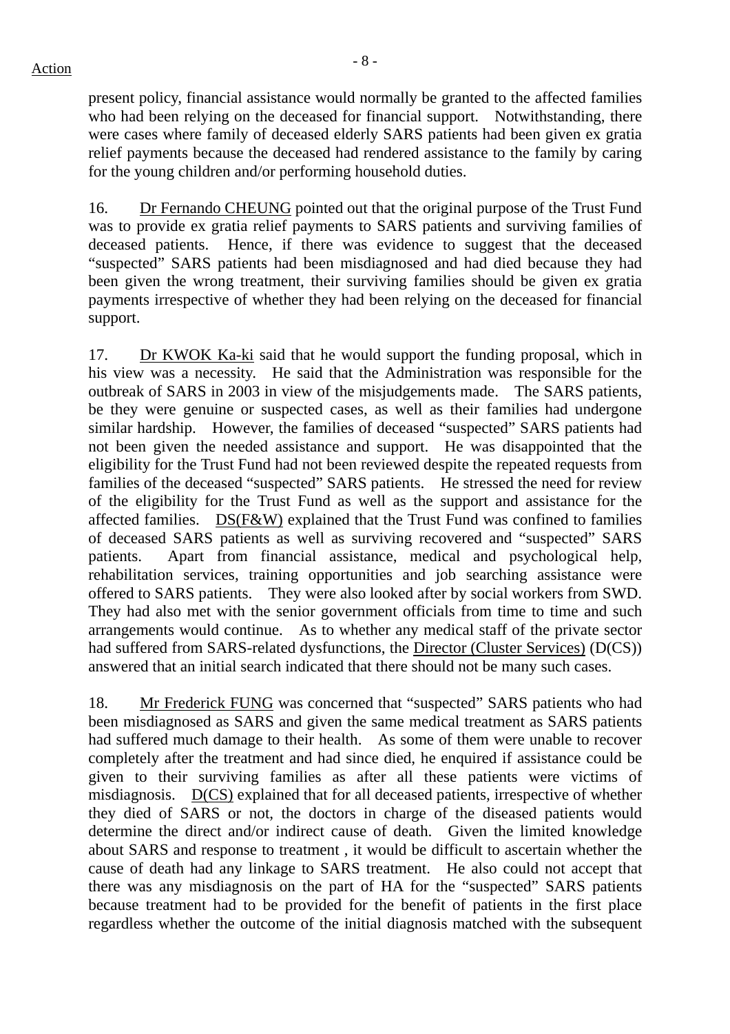present policy, financial assistance would normally be granted to the affected families who had been relying on the deceased for financial support. Notwithstanding, there were cases where family of deceased elderly SARS patients had been given ex gratia relief payments because the deceased had rendered assistance to the family by caring for the young children and/or performing household duties.

16. Dr Fernando CHEUNG pointed out that the original purpose of the Trust Fund was to provide ex gratia relief payments to SARS patients and surviving families of deceased patients. Hence, if there was evidence to suggest that the deceased "suspected" SARS patients had been misdiagnosed and had died because they had been given the wrong treatment, their surviving families should be given ex gratia payments irrespective of whether they had been relying on the deceased for financial support.

17. Dr KWOK Ka-ki said that he would support the funding proposal, which in his view was a necessity. He said that the Administration was responsible for the outbreak of SARS in 2003 in view of the misjudgements made. The SARS patients, be they were genuine or suspected cases, as well as their families had undergone similar hardship. However, the families of deceased "suspected" SARS patients had not been given the needed assistance and support. He was disappointed that the eligibility for the Trust Fund had not been reviewed despite the repeated requests from families of the deceased "suspected" SARS patients. He stressed the need for review of the eligibility for the Trust Fund as well as the support and assistance for the affected families. DS(F&W) explained that the Trust Fund was confined to families of deceased SARS patients as well as surviving recovered and "suspected" SARS patients. Apart from financial assistance, medical and psychological help, rehabilitation services, training opportunities and job searching assistance were offered to SARS patients. They were also looked after by social workers from SWD. They had also met with the senior government officials from time to time and such arrangements would continue. As to whether any medical staff of the private sector had suffered from SARS-related dysfunctions, the Director (Cluster Services) (D(CS)) answered that an initial search indicated that there should not be many such cases.

18. Mr Frederick FUNG was concerned that "suspected" SARS patients who had been misdiagnosed as SARS and given the same medical treatment as SARS patients had suffered much damage to their health. As some of them were unable to recover completely after the treatment and had since died, he enquired if assistance could be given to their surviving families as after all these patients were victims of misdiagnosis. D(CS) explained that for all deceased patients, irrespective of whether they died of SARS or not, the doctors in charge of the diseased patients would determine the direct and/or indirect cause of death. Given the limited knowledge about SARS and response to treatment , it would be difficult to ascertain whether the cause of death had any linkage to SARS treatment. He also could not accept that there was any misdiagnosis on the part of HA for the "suspected" SARS patients because treatment had to be provided for the benefit of patients in the first place regardless whether the outcome of the initial diagnosis matched with the subsequent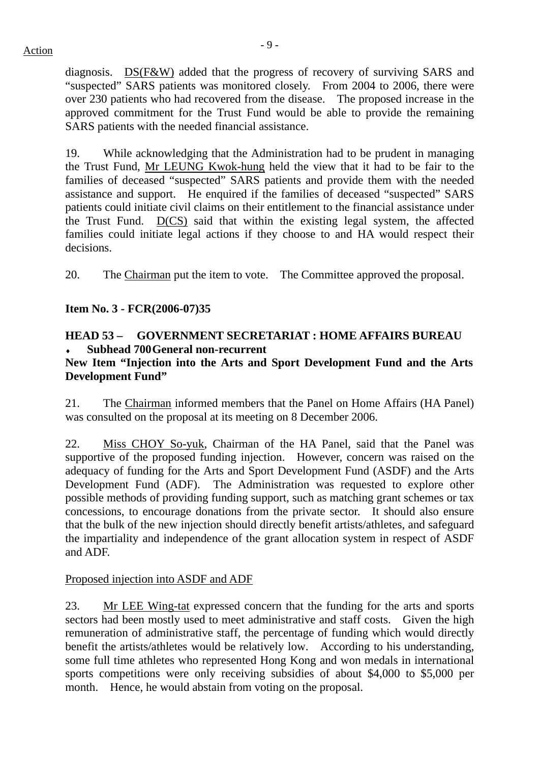diagnosis. DS(F&W) added that the progress of recovery of surviving SARS and "suspected" SARS patients was monitored closely. From 2004 to 2006, there were over 230 patients who had recovered from the disease. The proposed increase in the approved commitment for the Trust Fund would be able to provide the remaining SARS patients with the needed financial assistance.

19. While acknowledging that the Administration had to be prudent in managing the Trust Fund, Mr LEUNG Kwok-hung held the view that it had to be fair to the families of deceased "suspected" SARS patients and provide them with the needed assistance and support. He enquired if the families of deceased "suspected" SARS patients could initiate civil claims on their entitlement to the financial assistance under the Trust Fund. D(CS) said that within the existing legal system, the affected families could initiate legal actions if they choose to and HA would respect their decisions.

20. The Chairman put the item to vote. The Committee approved the proposal.

**Item No. 3 - FCR(2006-07)35**

**HEAD 53 – GOVERNMENT SECRETARIAT : HOME AFFAIRS BUREAU**
- **Subhead 700 General non-recurrent**

**New Item "Injection into the Arts and Sport Development Fund and the Arts Development Fund"**

21. The Chairman informed members that the Panel on Home Affairs (HA Panel) was consulted on the proposal at its meeting on 8 December 2006.

22. Miss CHOY So-yuk, Chairman of the HA Panel, said that the Panel was supportive of the proposed funding injection. However, concern was raised on the adequacy of funding for the Arts and Sport Development Fund (ASDF) and the Arts Development Fund (ADF). The Administration was requested to explore other possible methods of providing funding support, such as matching grant schemes or tax concessions, to encourage donations from the private sector. It should also ensure that the bulk of the new injection should directly benefit artists/athletes, and safeguard the impartiality and independence of the grant allocation system in respect of ASDF and ADF.

Proposed injection into ASDF and ADF

23. Mr LEE Wing-tat expressed concern that the funding for the arts and sports sectors had been mostly used to meet administrative and staff costs. Given the high remuneration of administrative staff, the percentage of funding which would directly benefit the artists/athletes would be relatively low. According to his understanding, some full time athletes who represented Hong Kong and won medals in international sports competitions were only receiving subsidies of about $4,000 to $5,000 per month. Hence, he would abstain from voting on the proposal.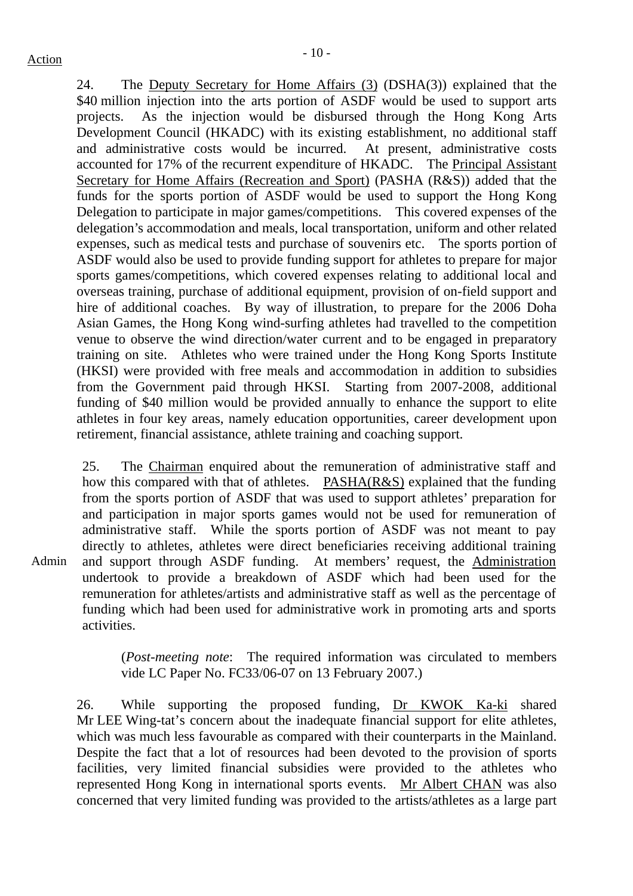24. The Deputy Secretary for Home Affairs (3) (DSHA(3)) explained that the $40 million injection into the arts portion of ASDF would be used to support arts projects. As the injection would be disbursed through the Hong Kong Arts Development Council (HKADC) with its existing establishment, no additional staff and administrative costs would be incurred. At present, administrative costs accounted for 17% of the recurrent expenditure of HKADC. The Principal Assistant Secretary for Home Affairs (Recreation and Sport) (PASHA (R&S)) added that the funds for the sports portion of ASDF would be used to support the Hong Kong Delegation to participate in major games/competitions. This covered expenses of the delegation's accommodation and meals, local transportation, uniform and other related expenses, such as medical tests and purchase of souvenirs etc. The sports portion of ASDF would also be used to provide funding support for athletes to prepare for major sports games/competitions, which covered expenses relating to additional local and overseas training, purchase of additional equipment, provision of on-field support and hire of additional coaches. By way of illustration, to prepare for the 2006 Doha Asian Games, the Hong Kong wind-surfing athletes had travelled to the competition venue to observe the wind direction/water current and to be engaged in preparatory training on site. Athletes who were trained under the Hong Kong Sports Institute (HKSI) were provided with free meals and accommodation in addition to subsidies from the Government paid through HKSI. Starting from 2007-2008, additional funding of $40 million would be provided annually to enhance the support to elite athletes in four key areas, namely education opportunities, career development upon retirement, financial assistance, athlete training and coaching support.

25. The Chairman enquired about the remuneration of administrative staff and how this compared with that of athletes. PASHA(R&S) explained that the funding from the sports portion of ASDF that was used to support athletes' preparation for and participation in major sports games would not be used for remuneration of administrative staff. While the sports portion of ASDF was not meant to pay directly to athletes, athletes were direct beneficiaries receiving additional training and support through ASDF funding. At members' request, the Administration undertook to provide a breakdown of ASDF which had been used for the remuneration for athletes/artists and administrative staff as well as the percentage of funding which had been used for administrative work in promoting arts and sports activities.

Action: Admin

> (*Post-meeting note*: The required information was circulated to members vide LC Paper No. FC33/06-07 on 13 February 2007.)

26. While supporting the proposed funding, Dr KWOK Ka-ki shared Mr LEE Wing-tat's concern about the inadequate financial support for elite athletes, which was much less favourable as compared with their counterparts in the Mainland. Despite the fact that a lot of resources had been devoted to the provision of sports facilities, very limited financial subsidies were provided to the athletes who represented Hong Kong in international sports events. Mr Albert CHAN was also concerned that very limited funding was provided to the artists/athletes as a large part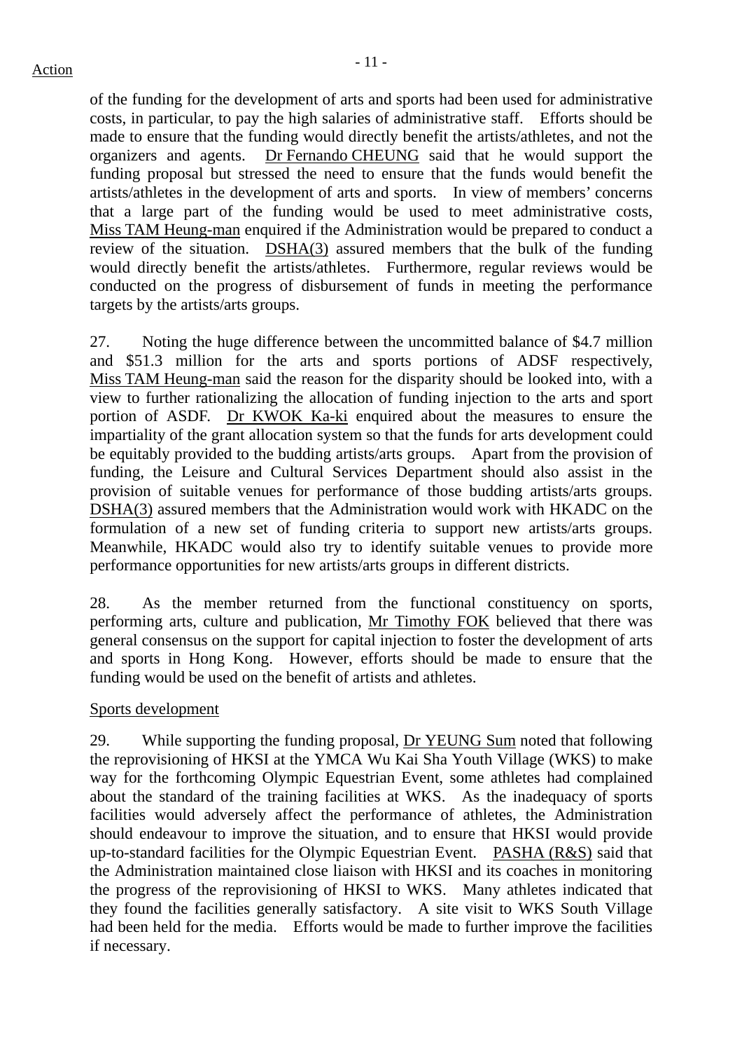Action

of the funding for the development of arts and sports had been used for administrative costs, in particular, to pay the high salaries of administrative staff. Efforts should be made to ensure that the funding would directly benefit the artists/athletes, and not the organizers and agents. Dr Fernando CHEUNG said that he would support the funding proposal but stressed the need to ensure that the funds would benefit the artists/athletes in the development of arts and sports. In view of members' concerns that a large part of the funding would be used to meet administrative costs, Miss TAM Heung-man enquired if the Administration would be prepared to conduct a review of the situation. DSHA(3) assured members that the bulk of the funding would directly benefit the artists/athletes. Furthermore, regular reviews would be conducted on the progress of disbursement of funds in meeting the performance targets by the artists/arts groups.

27. Noting the huge difference between the uncommitted balance of $4.7 million and $51.3 million for the arts and sports portions of ADSF respectively, Miss TAM Heung-man said the reason for the disparity should be looked into, with a view to further rationalizing the allocation of funding injection to the arts and sport portion of ASDF. Dr KWOK Ka-ki enquired about the measures to ensure the impartiality of the grant allocation system so that the funds for arts development could be equitably provided to the budding artists/arts groups. Apart from the provision of funding, the Leisure and Cultural Services Department should also assist in the provision of suitable venues for performance of those budding artists/arts groups. DSHA(3) assured members that the Administration would work with HKADC on the formulation of a new set of funding criteria to support new artists/arts groups. Meanwhile, HKADC would also try to identify suitable venues to provide more performance opportunities for new artists/arts groups in different districts.

28. As the member returned from the functional constituency on sports, performing arts, culture and publication, Mr Timothy FOK believed that there was general consensus on the support for capital injection to foster the development of arts and sports in Hong Kong. However, efforts should be made to ensure that the funding would be used on the benefit of artists and athletes.

Sports development

29. While supporting the funding proposal, Dr YEUNG Sum noted that following the reprovisioning of HKSI at the YMCA Wu Kai Sha Youth Village (WKS) to make way for the forthcoming Olympic Equestrian Event, some athletes had complained about the standard of the training facilities at WKS. As the inadequacy of sports facilities would adversely affect the performance of athletes, the Administration should endeavour to improve the situation, and to ensure that HKSI would provide up-to-standard facilities for the Olympic Equestrian Event. PASHA (R&S) said that the Administration maintained close liaison with HKSI and its coaches in monitoring the progress of the reprovisioning of HKSI to WKS. Many athletes indicated that they found the facilities generally satisfactory. A site visit to WKS South Village had been held for the media. Efforts would be made to further improve the facilities if necessary.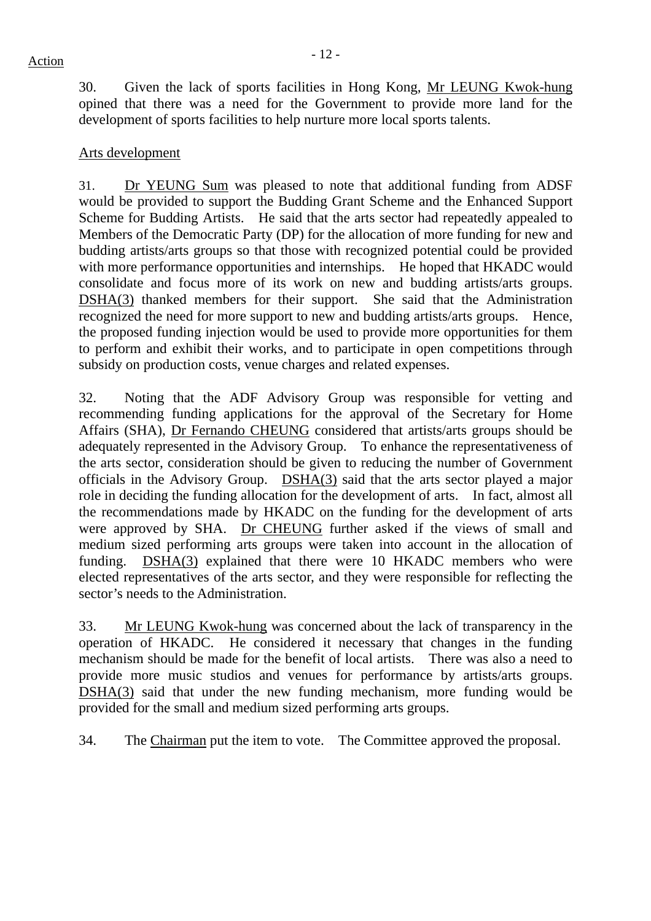30. Given the lack of sports facilities in Hong Kong, Mr LEUNG Kwok-hung opined that there was a need for the Government to provide more land for the development of sports facilities to help nurture more local sports talents.

Arts development

31. Dr YEUNG Sum was pleased to note that additional funding from ADSF would be provided to support the Budding Grant Scheme and the Enhanced Support Scheme for Budding Artists. He said that the arts sector had repeatedly appealed to Members of the Democratic Party (DP) for the allocation of more funding for new and budding artists/arts groups so that those with recognized potential could be provided with more performance opportunities and internships. He hoped that HKADC would consolidate and focus more of its work on new and budding artists/arts groups. DSHA(3) thanked members for their support. She said that the Administration recognized the need for more support to new and budding artists/arts groups. Hence, the proposed funding injection would be used to provide more opportunities for them to perform and exhibit their works, and to participate in open competitions through subsidy on production costs, venue charges and related expenses.

32. Noting that the ADF Advisory Group was responsible for vetting and recommending funding applications for the approval of the Secretary for Home Affairs (SHA), Dr Fernando CHEUNG considered that artists/arts groups should be adequately represented in the Advisory Group. To enhance the representativeness of the arts sector, consideration should be given to reducing the number of Government officials in the Advisory Group. DSHA(3) said that the arts sector played a major role in deciding the funding allocation for the development of arts. In fact, almost all the recommendations made by HKADC on the funding for the development of arts were approved by SHA. Dr CHEUNG further asked if the views of small and medium sized performing arts groups were taken into account in the allocation of funding. DSHA(3) explained that there were 10 HKADC members who were elected representatives of the arts sector, and they were responsible for reflecting the sector's needs to the Administration.

33. Mr LEUNG Kwok-hung was concerned about the lack of transparency in the operation of HKADC. He considered it necessary that changes in the funding mechanism should be made for the benefit of local artists. There was also a need to provide more music studios and venues for performance by artists/arts groups. DSHA(3) said that under the new funding mechanism, more funding would be provided for the small and medium sized performing arts groups.

34. The Chairman put the item to vote. The Committee approved the proposal.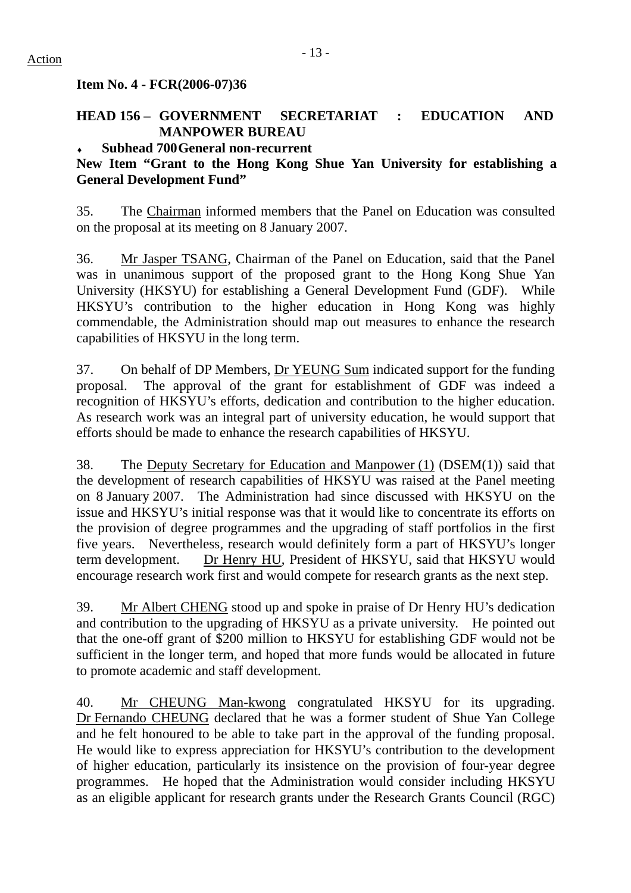**Item No. 4 - FCR(2006-07)36**

**HEAD 156 – GOVERNMENT SECRETARIAT : EDUCATION AND MANPOWER BUREAU**

- **Subhead 700 General non-recurrent**

**New Item "Grant to the Hong Kong Shue Yan University for establishing a General Development Fund"**

35. The Chairman informed members that the Panel on Education was consulted on the proposal at its meeting on 8 January 2007.

36. Mr Jasper TSANG, Chairman of the Panel on Education, said that the Panel was in unanimous support of the proposed grant to the Hong Kong Shue Yan University (HKSYU) for establishing a General Development Fund (GDF). While HKSYU's contribution to the higher education in Hong Kong was highly commendable, the Administration should map out measures to enhance the research capabilities of HKSYU in the long term.

37. On behalf of DP Members, Dr YEUNG Sum indicated support for the funding proposal. The approval of the grant for establishment of GDF was indeed a recognition of HKSYU's efforts, dedication and contribution to the higher education. As research work was an integral part of university education, he would support that efforts should be made to enhance the research capabilities of HKSYU.

38. The Deputy Secretary for Education and Manpower (1) (DSEM(1)) said that the development of research capabilities of HKSYU was raised at the Panel meeting on 8 January 2007. The Administration had since discussed with HKSYU on the issue and HKSYU's initial response was that it would like to concentrate its efforts on the provision of degree programmes and the upgrading of staff portfolios in the first five years. Nevertheless, research would definitely form a part of HKSYU's longer term development. Dr Henry HU, President of HKSYU, said that HKSYU would encourage research work first and would compete for research grants as the next step.

39. Mr Albert CHENG stood up and spoke in praise of Dr Henry HU's dedication and contribution to the upgrading of HKSYU as a private university. He pointed out that the one-off grant of $200 million to HKSYU for establishing GDF would not be sufficient in the longer term, and hoped that more funds would be allocated in future to promote academic and staff development.

40. Mr CHEUNG Man-kwong congratulated HKSYU for its upgrading. Dr Fernando CHEUNG declared that he was a former student of Shue Yan College and he felt honoured to be able to take part in the approval of the funding proposal. He would like to express appreciation for HKSYU's contribution to the development of higher education, particularly its insistence on the provision of four-year degree programmes. He hoped that the Administration would consider including HKSYU as an eligible applicant for research grants under the Research Grants Council (RGC)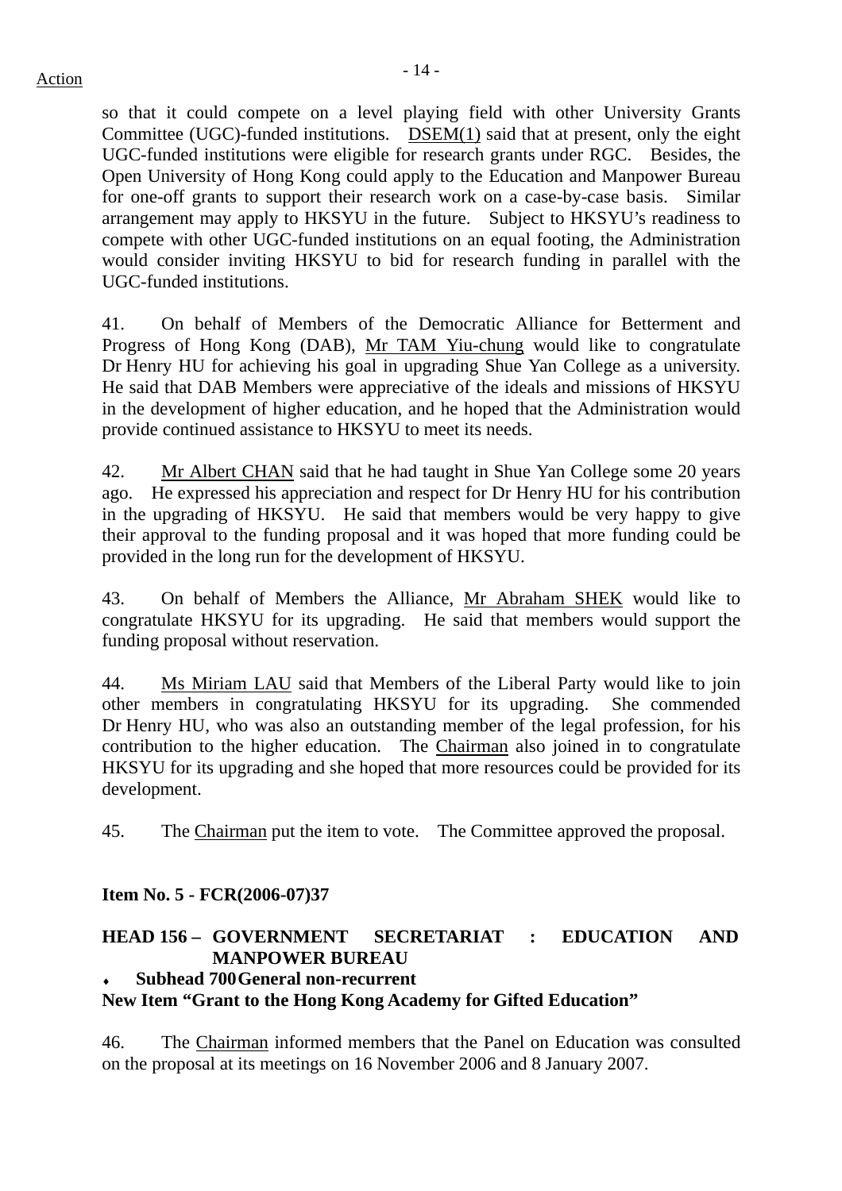so that it could compete on a level playing field with other University Grants Committee (UGC)-funded institutions. DSEM(1) said that at present, only the eight UGC-funded institutions were eligible for research grants under RGC. Besides, the Open University of Hong Kong could apply to the Education and Manpower Bureau for one-off grants to support their research work on a case-by-case basis. Similar arrangement may apply to HKSYU in the future. Subject to HKSYU's readiness to compete with other UGC-funded institutions on an equal footing, the Administration would consider inviting HKSYU to bid for research funding in parallel with the UGC-funded institutions.

41. On behalf of Members of the Democratic Alliance for Betterment and Progress of Hong Kong (DAB), Mr TAM Yiu-chung would like to congratulate Dr Henry HU for achieving his goal in upgrading Shue Yan College as a university. He said that DAB Members were appreciative of the ideals and missions of HKSYU in the development of higher education, and he hoped that the Administration would provide continued assistance to HKSYU to meet its needs.

42. Mr Albert CHAN said that he had taught in Shue Yan College some 20 years ago. He expressed his appreciation and respect for Dr Henry HU for his contribution in the upgrading of HKSYU. He said that members would be very happy to give their approval to the funding proposal and it was hoped that more funding could be provided in the long run for the development of HKSYU.

43. On behalf of Members the Alliance, Mr Abraham SHEK would like to congratulate HKSYU for its upgrading. He said that members would support the funding proposal without reservation.

44. Ms Miriam LAU said that Members of the Liberal Party would like to join other members in congratulating HKSYU for its upgrading. She commended Dr Henry HU, who was also an outstanding member of the legal profession, for his contribution to the higher education. The Chairman also joined in to congratulate HKSYU for its upgrading and she hoped that more resources could be provided for its development.

45. The Chairman put the item to vote. The Committee approved the proposal.

**Item No. 5 - FCR(2006-07)37**

**HEAD 156 – GOVERNMENT SECRETARIAT : EDUCATION AND MANPOWER BUREAU**
- **Subhead 700 General non-recurrent**

**New Item "Grant to the Hong Kong Academy for Gifted Education"**

46. The Chairman informed members that the Panel on Education was consulted on the proposal at its meetings on 16 November 2006 and 8 January 2007.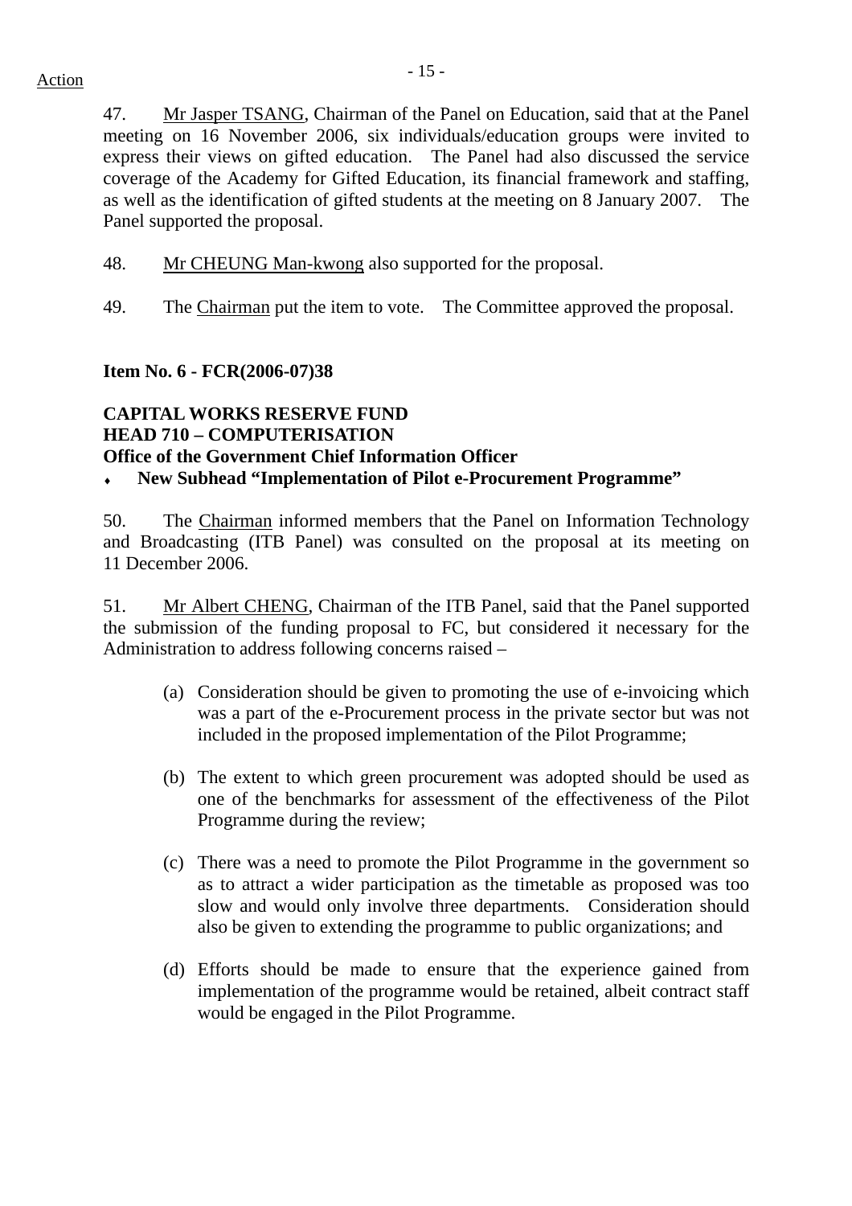47. Mr Jasper TSANG, Chairman of the Panel on Education, said that at the Panel meeting on 16 November 2006, six individuals/education groups were invited to express their views on gifted education. The Panel had also discussed the service coverage of the Academy for Gifted Education, its financial framework and staffing, as well as the identification of gifted students at the meeting on 8 January 2007. The Panel supported the proposal.

48. Mr CHEUNG Man-kwong also supported for the proposal.

49. The Chairman put the item to vote. The Committee approved the proposal.

**Item No. 6 - FCR(2006-07)38**

**CAPITAL WORKS RESERVE FUND**
**HEAD 710 – COMPUTERISATION**
**Office of the Government Chief Information Officer**

- **New Subhead "Implementation of Pilot e-Procurement Programme"**

50. The Chairman informed members that the Panel on Information Technology and Broadcasting (ITB Panel) was consulted on the proposal at its meeting on 11 December 2006.

51. Mr Albert CHENG, Chairman of the ITB Panel, said that the Panel supported the submission of the funding proposal to FC, but considered it necessary for the Administration to address following concerns raised –

(a) Consideration should be given to promoting the use of e-invoicing which was a part of the e-Procurement process in the private sector but was not included in the proposed implementation of the Pilot Programme;

(b) The extent to which green procurement was adopted should be used as one of the benchmarks for assessment of the effectiveness of the Pilot Programme during the review;

(c) There was a need to promote the Pilot Programme in the government so as to attract a wider participation as the timetable as proposed was too slow and would only involve three departments. Consideration should also be given to extending the programme to public organizations; and

(d) Efforts should be made to ensure that the experience gained from implementation of the programme would be retained, albeit contract staff would be engaged in the Pilot Programme.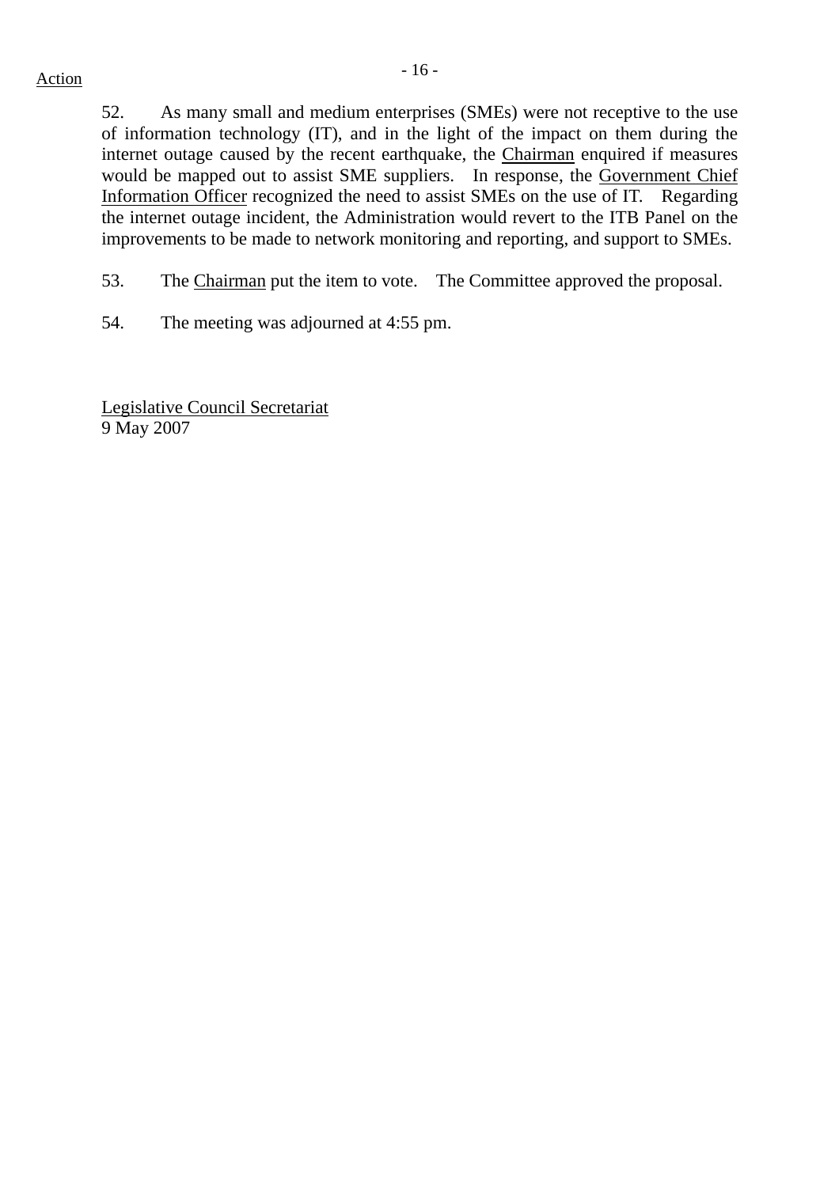Action

52. As many small and medium enterprises (SMEs) were not receptive to the use of information technology (IT), and in the light of the impact on them during the internet outage caused by the recent earthquake, the Chairman enquired if measures would be mapped out to assist SME suppliers. In response, the Government Chief Information Officer recognized the need to assist SMEs on the use of IT. Regarding the internet outage incident, the Administration would revert to the ITB Panel on the improvements to be made to network monitoring and reporting, and support to SMEs.

53. The Chairman put the item to vote. The Committee approved the proposal.

54. The meeting was adjourned at 4:55 pm.

Legislative Council Secretariat
9 May 2007